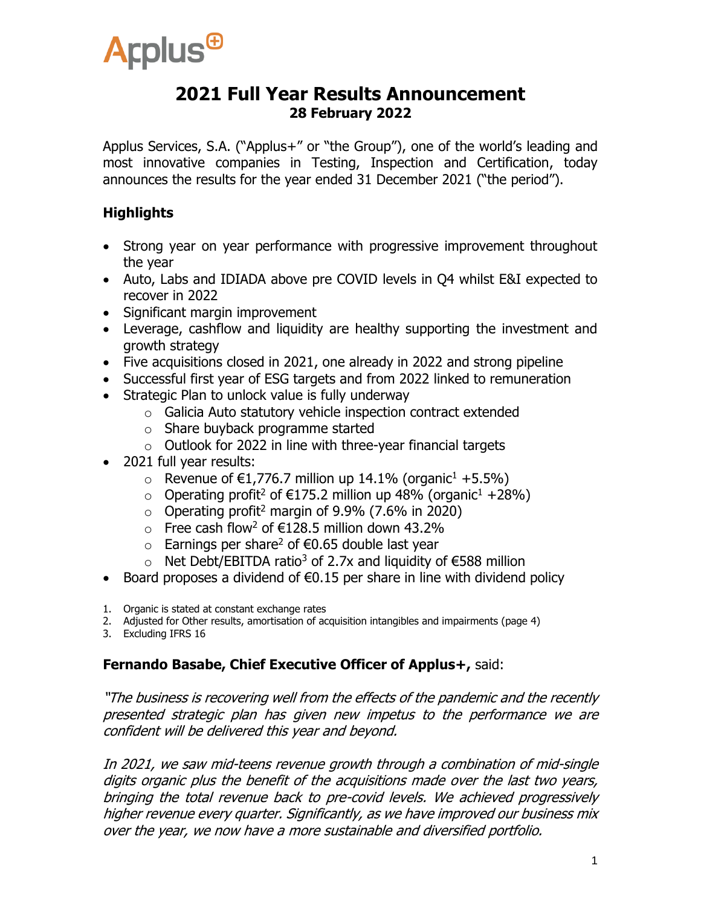# 2021 Full Year Results Announcement

**28 February 2022**

Applus Services, S.A. ("Applus+" or "the Group"), one of the world's leading and most innovative companies in Testing, Inspection and Certification, today announces the results for the year ended 31 December 2021 ("the period").

## Highlights

- Strong year on year performance with progressive improvement throughout the year
- Auto, Labs and IDIADA above pre COVID levels in Q4 whilst E&I expected to recover in 2022
- Significant margin improvement
- Leverage, cashflow and liquidity are healthy supporting the investment and growth strategy
- Five acquisitions closed in 2021, one already in 2022 and strong pipeline
- Successful first year of ESG targets and from 2022 linked to remuneration
- Strategic Plan to unlock value is fully underway
  - Galicia Auto statutory vehicle inspection contract extended
  - Share buyback programme started
  - Outlook for 2022 in line with three-year financial targets
- 2021 full year results:
  - Revenue of €1,776.7 million up 14.1% (organic[1] +5.5%)
  - Operating profit[2] of €175.2 million up 48% (organic[1] +28%)
  - Operating profit[2] margin of 9.9% (7.6% in 2020)
  - Free cash flow[2] of €128.5 million down 43.2%
  - Earnings per share[2] of €0.65 double last year
  - Net Debt/EBITDA ratio[3] of 2.7x and liquidity of €588 million
- Board proposes a dividend of €0.15 per share in line with dividend policy

1. Organic is stated at constant exchange rates
2. Adjusted for Other results, amortisation of acquisition intangibles and impairments (page 4)
3. Excluding IFRS 16

**Fernando Basabe, Chief Executive Officer of Applus+,** said:

*"The business is recovering well from the effects of the pandemic and the recently presented strategic plan has given new impetus to the performance we are confident will be delivered this year and beyond.*

*In 2021, we saw mid-teens revenue growth through a combination of mid-single digits organic plus the benefit of the acquisitions made over the last two years, bringing the total revenue back to pre-covid levels. We achieved progressively higher revenue every quarter. Significantly, as we have improved our business mix over the year, we now have a more sustainable and diversified portfolio.*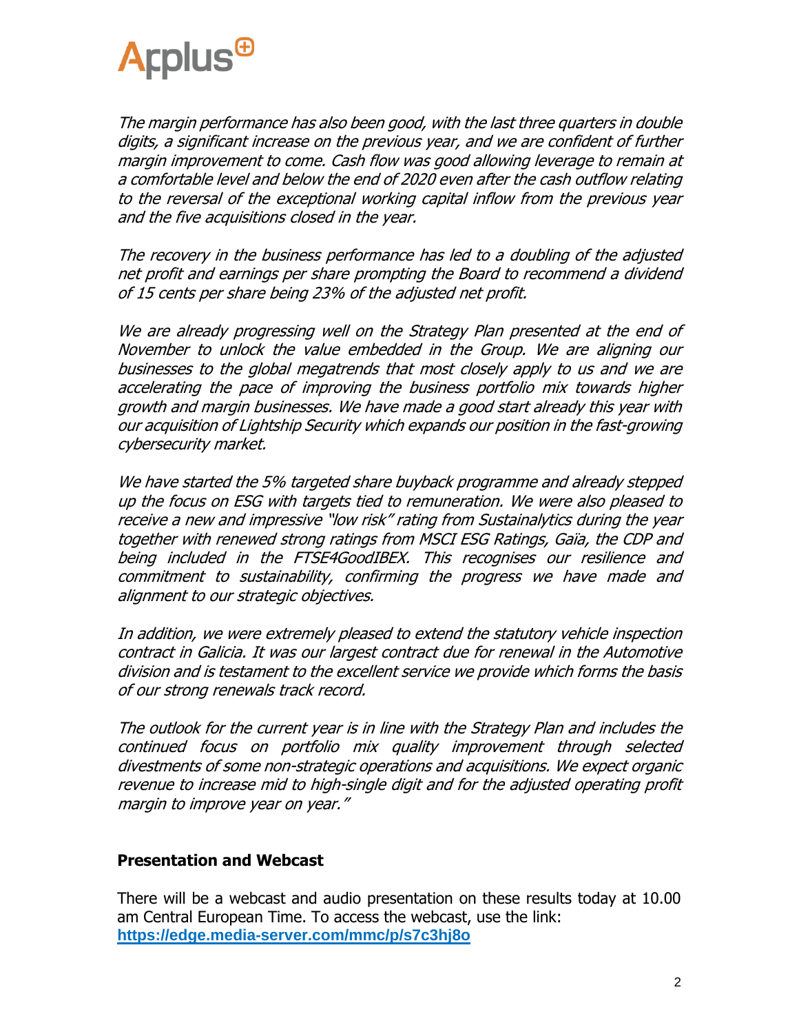*The margin performance has also been good, with the last three quarters in double digits, a significant increase on the previous year, and we are confident of further margin improvement to come. Cash flow was good allowing leverage to remain at a comfortable level and below the end of 2020 even after the cash outflow relating to the reversal of the exceptional working capital inflow from the previous year and the five acquisitions closed in the year.*

*The recovery in the business performance has led to a doubling of the adjusted net profit and earnings per share prompting the Board to recommend a dividend of 15 cents per share being 23% of the adjusted net profit.*

*We are already progressing well on the Strategy Plan presented at the end of November to unlock the value embedded in the Group. We are aligning our businesses to the global megatrends that most closely apply to us and we are accelerating the pace of improving the business portfolio mix towards higher growth and margin businesses. We have made a good start already this year with our acquisition of Lightship Security which expands our position in the fast-growing cybersecurity market.*

*We have started the 5% targeted share buyback programme and already stepped up the focus on ESG with targets tied to remuneration. We were also pleased to receive a new and impressive "low risk" rating from Sustainalytics during the year together with renewed strong ratings from MSCI ESG Ratings, Gaïa, the CDP and being included in the FTSE4GoodIBEX. This recognises our resilience and commitment to sustainability, confirming the progress we have made and alignment to our strategic objectives.*

*In addition, we were extremely pleased to extend the statutory vehicle inspection contract in Galicia. It was our largest contract due for renewal in the Automotive division and is testament to the excellent service we provide which forms the basis of our strong renewals track record.*

*The outlook for the current year is in line with the Strategy Plan and includes the continued focus on portfolio mix quality improvement through selected divestments of some non-strategic operations and acquisitions. We expect organic revenue to increase mid to high-single digit and for the adjusted operating profit margin to improve year on year."*

## Presentation and Webcast

There will be a webcast and audio presentation on these results today at 10.00 am Central European Time. To access the webcast, use the link: **https://edge.media-server.com/mmc/p/s7c3hj8o**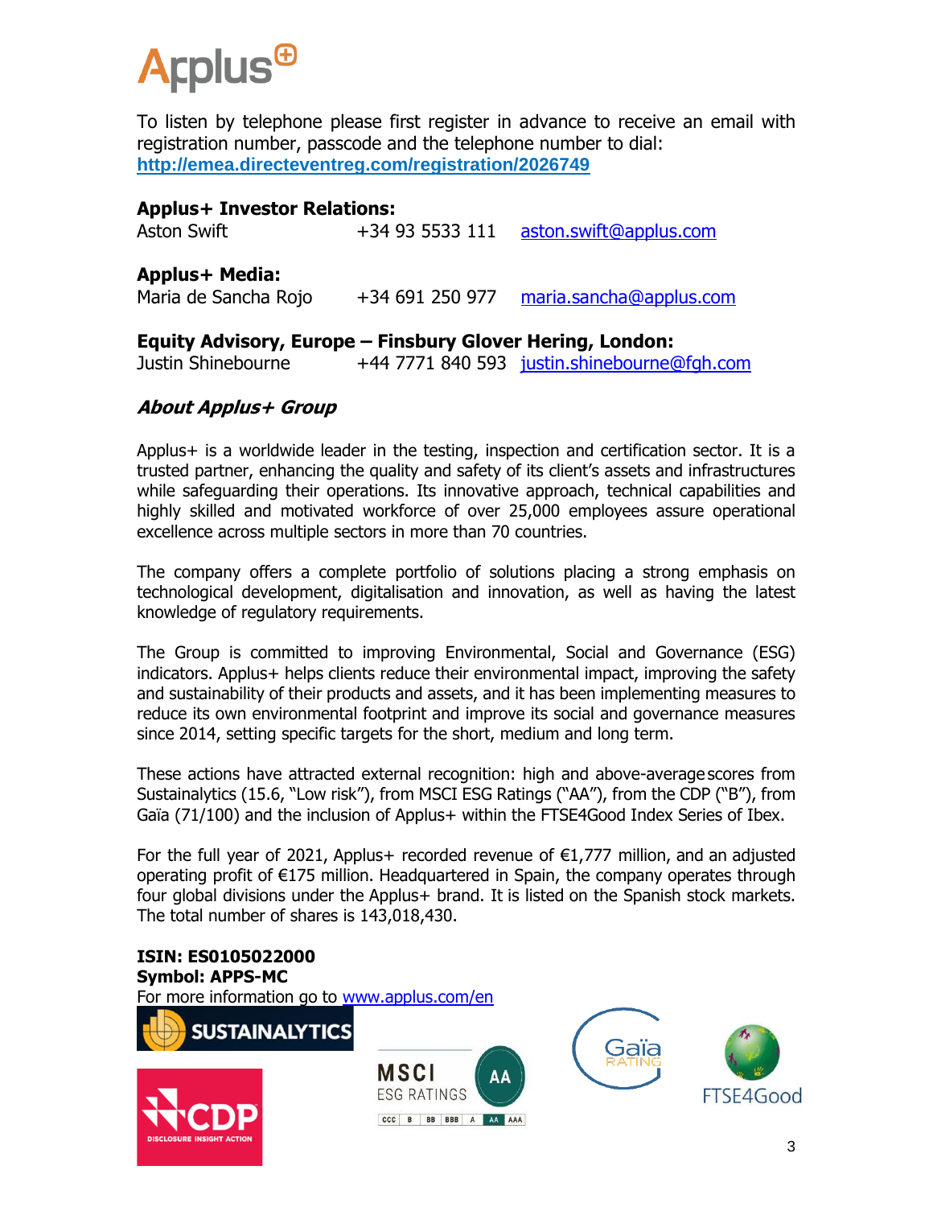To listen by telephone please first register in advance to receive an email with registration number, passcode and the telephone number to dial: **http://emea.directeventreg.com/registration/2026749**

**Applus+ Investor Relations:**
Aston Swift +34 93 5533 111 aston.swift@applus.com

**Applus+ Media:**
Maria de Sancha Rojo +34 691 250 977 maria.sancha@applus.com

**Equity Advisory, Europe – Finsbury Glover Hering, London:**
Justin Shinebourne +44 7771 840 593 justin.shinebourne@fgh.com

## *About Applus+ Group*

Applus+ is a worldwide leader in the testing, inspection and certification sector. It is a trusted partner, enhancing the quality and safety of its client's assets and infrastructures while safeguarding their operations. Its innovative approach, technical capabilities and highly skilled and motivated workforce of over 25,000 employees assure operational excellence across multiple sectors in more than 70 countries.

The company offers a complete portfolio of solutions placing a strong emphasis on technological development, digitalisation and innovation, as well as having the latest knowledge of regulatory requirements.

The Group is committed to improving Environmental, Social and Governance (ESG) indicators. Applus+ helps clients reduce their environmental impact, improving the safety and sustainability of their products and assets, and it has been implementing measures to reduce its own environmental footprint and improve its social and governance measures since 2014, setting specific targets for the short, medium and long term.

These actions have attracted external recognition: high and above-average scores from Sustainalytics (15.6, "Low risk"), from MSCI ESG Ratings ("AA"), from the CDP ("B"), from Gaïa (71/100) and the inclusion of Applus+ within the FTSE4Good Index Series of Ibex.

For the full year of 2021, Applus+ recorded revenue of €1,777 million, and an adjusted operating profit of €175 million. Headquartered in Spain, the company operates through four global divisions under the Applus+ brand. It is listed on the Spanish stock markets. The total number of shares is 143,018,430.

**ISIN: ES0105022000**
**Symbol: APPS-MC**
For more information go to www.applus.com/en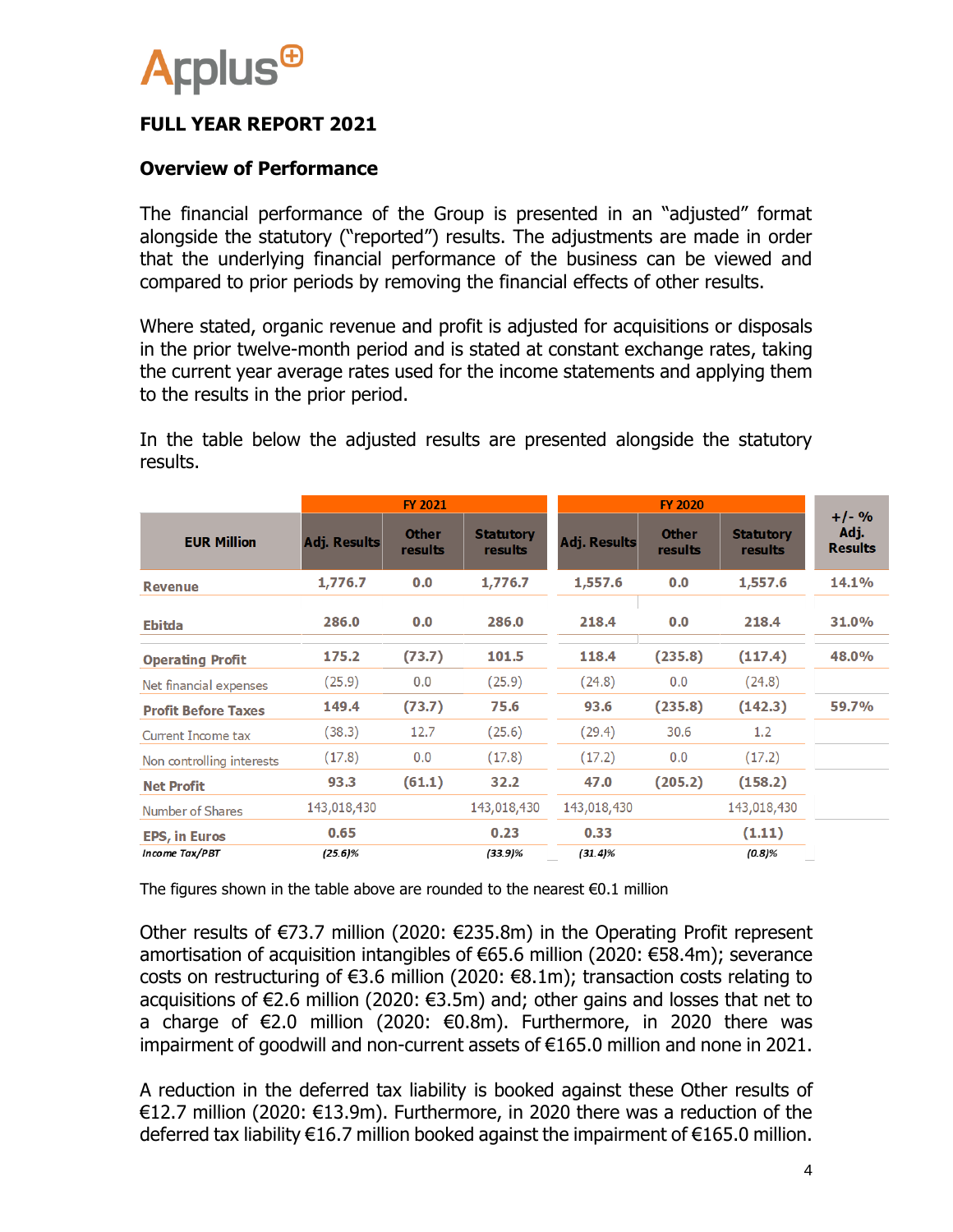# FULL YEAR REPORT 2021

## Overview of Performance

The financial performance of the Group is presented in an "adjusted" format alongside the statutory ("reported") results. The adjustments are made in order that the underlying financial performance of the business can be viewed and compared to prior periods by removing the financial effects of other results.

Where stated, organic revenue and profit is adjusted for acquisitions or disposals in the prior twelve-month period and is stated at constant exchange rates, taking the current year average rates used for the income statements and applying them to the results in the prior period.

In the table below the adjusted results are presented alongside the statutory results.

| EUR Million | FY 2021 | | | FY 2020 | | | +/- % Adj. Results |
|---|---|---|---|---|---|---|---|
| | Adj. Results | Other results | Statutory results | Adj. Results | Other results | Statutory results | |
| **Revenue** | **1,776.7** | **0.0** | **1,776.7** | **1,557.6** | **0.0** | **1,557.6** | **14.1%** |
| **Ebitda** | **286.0** | **0.0** | **286.0** | **218.4** | **0.0** | **218.4** | **31.0%** |
| **Operating Profit** | **175.2** | **(73.7)** | **101.5** | **118.4** | **(235.8)** | **(117.4)** | **48.0%** |
| Net financial expenses | (25.9) | 0.0 | (25.9) | (24.8) | 0.0 | (24.8) | |
| **Profit Before Taxes** | **149.4** | **(73.7)** | **75.6** | **93.6** | **(235.8)** | **(142.3)** | **59.7%** |
| Current Income tax | (38.3) | 12.7 | (25.6) | (29.4) | 30.6 | 1.2 | |
| Non controlling interests | (17.8) | 0.0 | (17.8) | (17.2) | 0.0 | (17.2) | |
| **Net Profit** | **93.3** | **(61.1)** | **32.2** | **47.0** | **(205.2)** | **(158.2)** | |
| Number of Shares | 143,018,430 | | 143,018,430 | 143,018,430 | | 143,018,430 | |
| **EPS, in Euros** | **0.65** | | **0.23** | **0.33** | | **(1.11)** | |
| *Income Tax/PBT* | *(25.6)%* | | *(33.9)%* | *(31.4)%* | | *(0.8)%* | |

The figures shown in the table above are rounded to the nearest €0.1 million

Other results of €73.7 million (2020: €235.8m) in the Operating Profit represent amortisation of acquisition intangibles of €65.6 million (2020: €58.4m); severance costs on restructuring of €3.6 million (2020: €8.1m); transaction costs relating to acquisitions of €2.6 million (2020: €3.5m) and; other gains and losses that net to a charge of €2.0 million (2020: €0.8m). Furthermore, in 2020 there was impairment of goodwill and non-current assets of €165.0 million and none in 2021.

A reduction in the deferred tax liability is booked against these Other results of €12.7 million (2020: €13.9m). Furthermore, in 2020 there was a reduction of the deferred tax liability €16.7 million booked against the impairment of €165.0 million.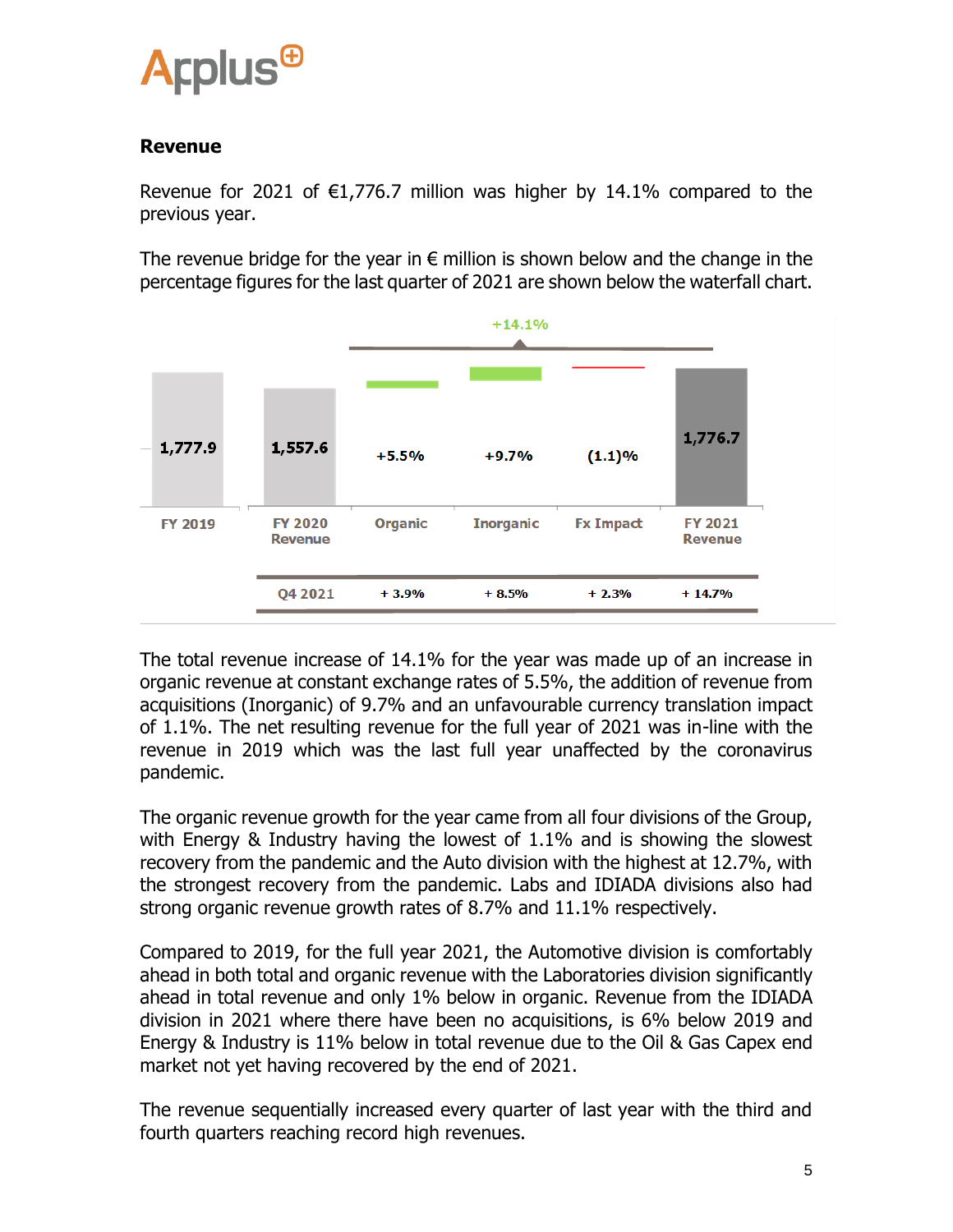## Revenue

Revenue for 2021 of €1,776.7 million was higher by 14.1% compared to the previous year.

The revenue bridge for the year in € million is shown below and the change in the percentage figures for the last quarter of 2021 are shown below the waterfall chart.

| FY 2019 | FY 2020 Revenue | Organic | Inorganic | Fx Impact | FY 2021 Revenue |
|---|---|---|---|---|---|
| 1,777.9 | 1,557.6 | +5.5% | +9.7% | (1.1)% | 1,776.7 |

+14.1%

| Q4 2021 | + 3.9% | + 8.5% | + 2.3% | + 14.7% |
|---|---|---|---|---|

The total revenue increase of 14.1% for the year was made up of an increase in organic revenue at constant exchange rates of 5.5%, the addition of revenue from acquisitions (Inorganic) of 9.7% and an unfavourable currency translation impact of 1.1%. The net resulting revenue for the full year of 2021 was in-line with the revenue in 2019 which was the last full year unaffected by the coronavirus pandemic.

The organic revenue growth for the year came from all four divisions of the Group, with Energy & Industry having the lowest of 1.1% and is showing the slowest recovery from the pandemic and the Auto division with the highest at 12.7%, with the strongest recovery from the pandemic. Labs and IDIADA divisions also had strong organic revenue growth rates of 8.7% and 11.1% respectively.

Compared to 2019, for the full year 2021, the Automotive division is comfortably ahead in both total and organic revenue with the Laboratories division significantly ahead in total revenue and only 1% below in organic. Revenue from the IDIADA division in 2021 where there have been no acquisitions, is 6% below 2019 and Energy & Industry is 11% below in total revenue due to the Oil & Gas Capex end market not yet having recovered by the end of 2021.

The revenue sequentially increased every quarter of last year with the third and fourth quarters reaching record high revenues.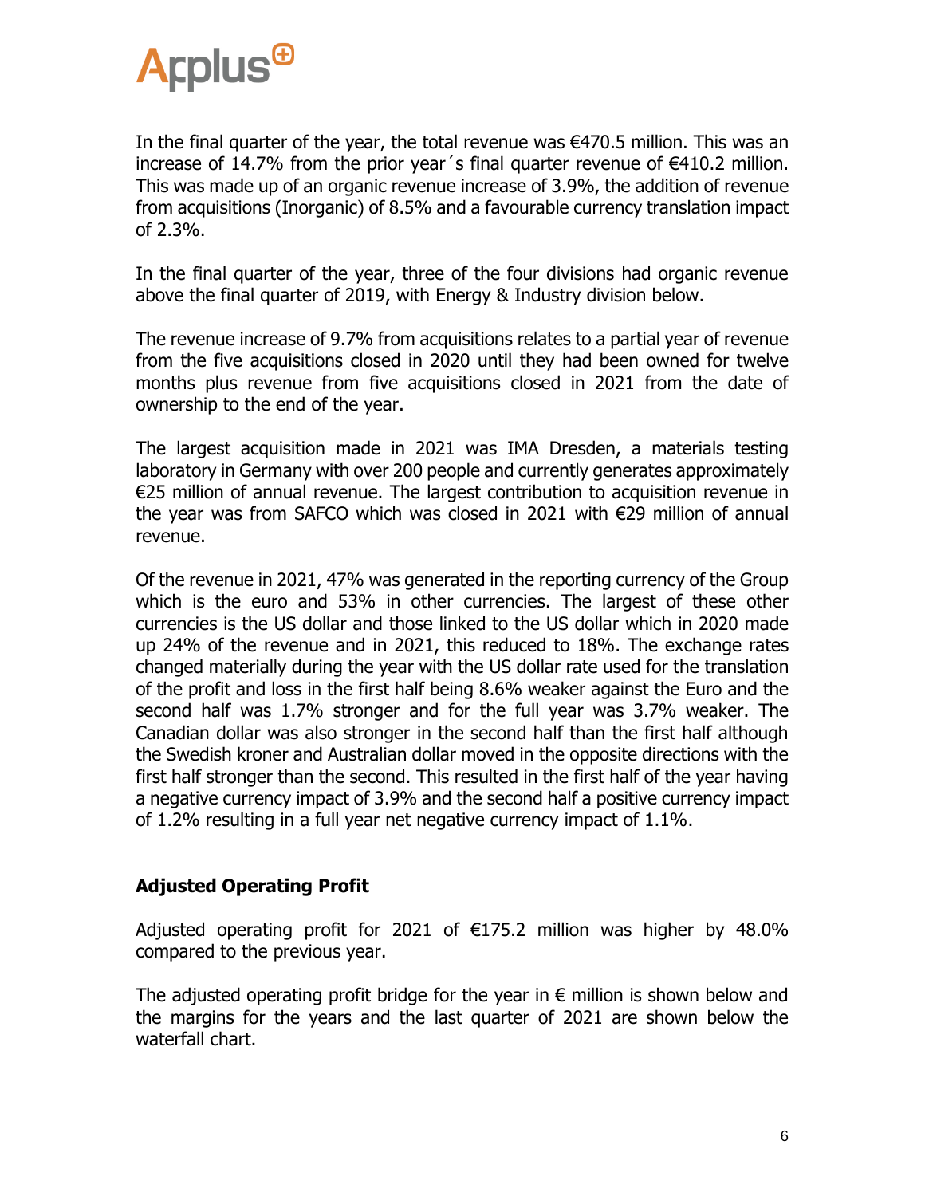In the final quarter of the year, the total revenue was €470.5 million. This was an increase of 14.7% from the prior year´s final quarter revenue of €410.2 million. This was made up of an organic revenue increase of 3.9%, the addition of revenue from acquisitions (Inorganic) of 8.5% and a favourable currency translation impact of 2.3%.

In the final quarter of the year, three of the four divisions had organic revenue above the final quarter of 2019, with Energy & Industry division below.

The revenue increase of 9.7% from acquisitions relates to a partial year of revenue from the five acquisitions closed in 2020 until they had been owned for twelve months plus revenue from five acquisitions closed in 2021 from the date of ownership to the end of the year.

The largest acquisition made in 2021 was IMA Dresden, a materials testing laboratory in Germany with over 200 people and currently generates approximately €25 million of annual revenue. The largest contribution to acquisition revenue in the year was from SAFCO which was closed in 2021 with €29 million of annual revenue.

Of the revenue in 2021, 47% was generated in the reporting currency of the Group which is the euro and 53% in other currencies. The largest of these other currencies is the US dollar and those linked to the US dollar which in 2020 made up 24% of the revenue and in 2021, this reduced to 18%. The exchange rates changed materially during the year with the US dollar rate used for the translation of the profit and loss in the first half being 8.6% weaker against the Euro and the second half was 1.7% stronger and for the full year was 3.7% weaker. The Canadian dollar was also stronger in the second half than the first half although the Swedish kroner and Australian dollar moved in the opposite directions with the first half stronger than the second. This resulted in the first half of the year having a negative currency impact of 3.9% and the second half a positive currency impact of 1.2% resulting in a full year net negative currency impact of 1.1%.

## Adjusted Operating Profit

Adjusted operating profit for 2021 of €175.2 million was higher by 48.0% compared to the previous year.

The adjusted operating profit bridge for the year in € million is shown below and the margins for the years and the last quarter of 2021 are shown below the waterfall chart.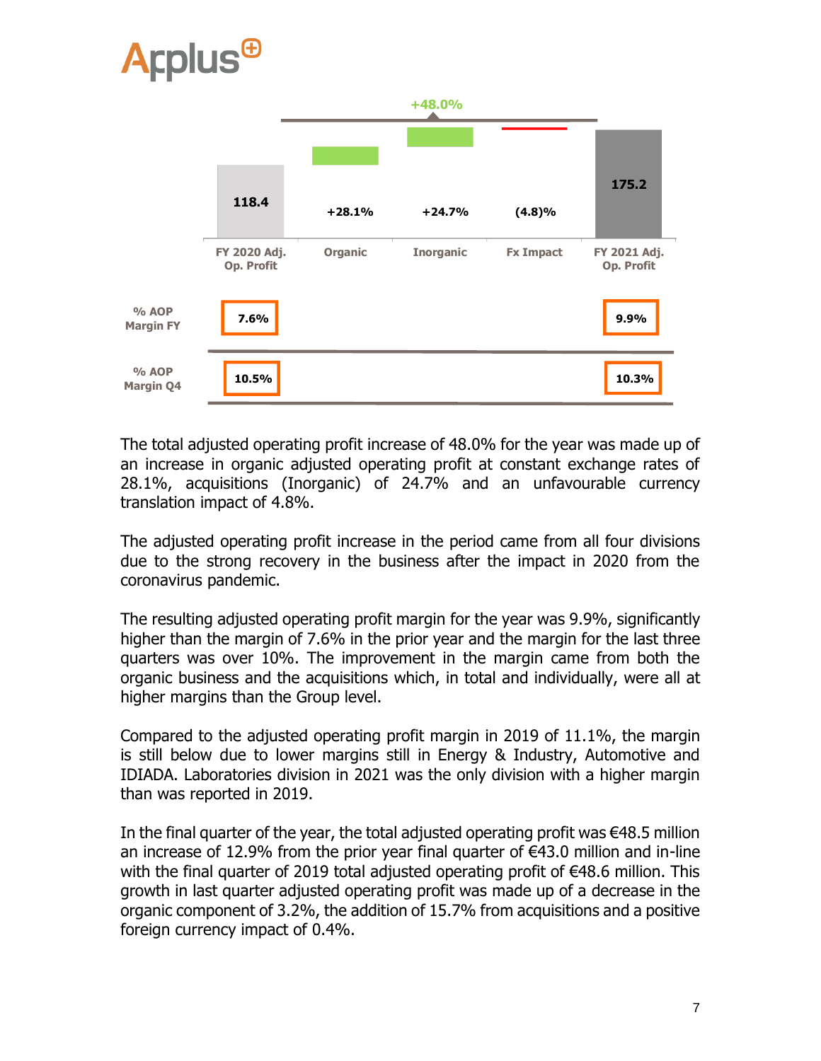| | FY 2020 Adj. Op. Profit | Organic | Inorganic | Fx Impact | FY 2021 Adj. Op. Profit |
|---|---|---|---|---|---|
| | 118.4 | +28.1% | +24.7% | (4.8)% | 175.2 |
| Total change | | | +48.0% | | |
| % AOP Margin FY | 7.6% | | | | 9.9% |
| % AOP Margin Q4 | 10.5% | | | | 10.3% |

The total adjusted operating profit increase of 48.0% for the year was made up of an increase in organic adjusted operating profit at constant exchange rates of 28.1%, acquisitions (Inorganic) of 24.7% and an unfavourable currency translation impact of 4.8%.

The adjusted operating profit increase in the period came from all four divisions due to the strong recovery in the business after the impact in 2020 from the coronavirus pandemic.

The resulting adjusted operating profit margin for the year was 9.9%, significantly higher than the margin of 7.6% in the prior year and the margin for the last three quarters was over 10%. The improvement in the margin came from both the organic business and the acquisitions which, in total and individually, were all at higher margins than the Group level.

Compared to the adjusted operating profit margin in 2019 of 11.1%, the margin is still below due to lower margins still in Energy & Industry, Automotive and IDIADA. Laboratories division in 2021 was the only division with a higher margin than was reported in 2019.

In the final quarter of the year, the total adjusted operating profit was €48.5 million an increase of 12.9% from the prior year final quarter of €43.0 million and in-line with the final quarter of 2019 total adjusted operating profit of €48.6 million. This growth in last quarter adjusted operating profit was made up of a decrease in the organic component of 3.2%, the addition of 15.7% from acquisitions and a positive foreign currency impact of 0.4%.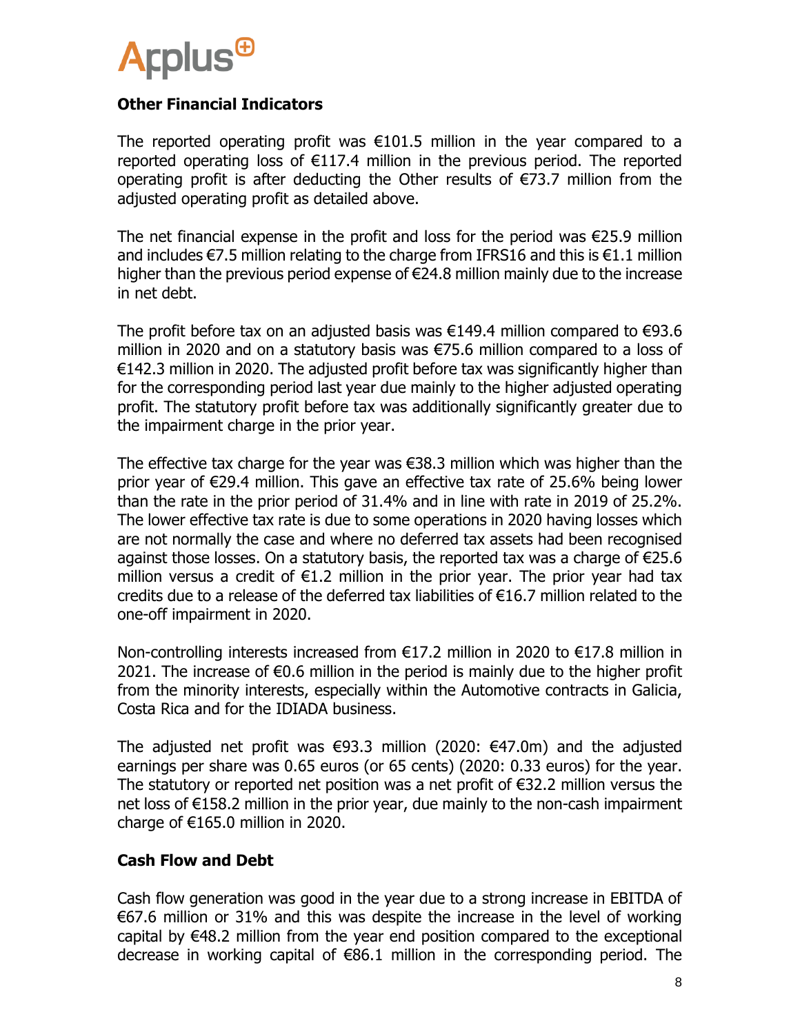## Other Financial Indicators

The reported operating profit was €101.5 million in the year compared to a reported operating loss of €117.4 million in the previous period. The reported operating profit is after deducting the Other results of €73.7 million from the adjusted operating profit as detailed above.

The net financial expense in the profit and loss for the period was €25.9 million and includes €7.5 million relating to the charge from IFRS16 and this is €1.1 million higher than the previous period expense of €24.8 million mainly due to the increase in net debt.

The profit before tax on an adjusted basis was €149.4 million compared to €93.6 million in 2020 and on a statutory basis was €75.6 million compared to a loss of €142.3 million in 2020. The adjusted profit before tax was significantly higher than for the corresponding period last year due mainly to the higher adjusted operating profit. The statutory profit before tax was additionally significantly greater due to the impairment charge in the prior year.

The effective tax charge for the year was €38.3 million which was higher than the prior year of €29.4 million. This gave an effective tax rate of 25.6% being lower than the rate in the prior period of 31.4% and in line with rate in 2019 of 25.2%. The lower effective tax rate is due to some operations in 2020 having losses which are not normally the case and where no deferred tax assets had been recognised against those losses. On a statutory basis, the reported tax was a charge of €25.6 million versus a credit of €1.2 million in the prior year. The prior year had tax credits due to a release of the deferred tax liabilities of €16.7 million related to the one-off impairment in 2020.

Non-controlling interests increased from €17.2 million in 2020 to €17.8 million in 2021. The increase of €0.6 million in the period is mainly due to the higher profit from the minority interests, especially within the Automotive contracts in Galicia, Costa Rica and for the IDIADA business.

The adjusted net profit was €93.3 million (2020: €47.0m) and the adjusted earnings per share was 0.65 euros (or 65 cents) (2020: 0.33 euros) for the year. The statutory or reported net position was a net profit of €32.2 million versus the net loss of €158.2 million in the prior year, due mainly to the non-cash impairment charge of €165.0 million in 2020.

## Cash Flow and Debt

Cash flow generation was good in the year due to a strong increase in EBITDA of €67.6 million or 31% and this was despite the increase in the level of working capital by €48.2 million from the year end position compared to the exceptional decrease in working capital of €86.1 million in the corresponding period. The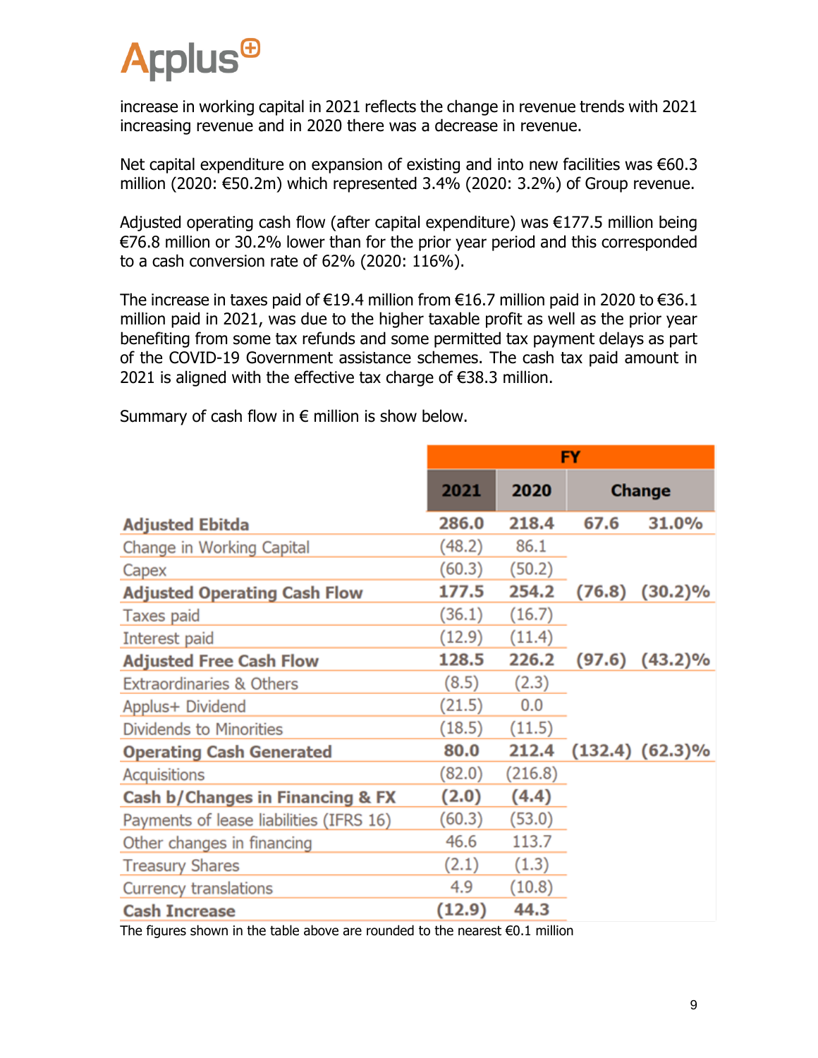increase in working capital in 2021 reflects the change in revenue trends with 2021 increasing revenue and in 2020 there was a decrease in revenue.

Net capital expenditure on expansion of existing and into new facilities was €60.3 million (2020: €50.2m) which represented 3.4% (2020: 3.2%) of Group revenue.

Adjusted operating cash flow (after capital expenditure) was €177.5 million being €76.8 million or 30.2% lower than for the prior year period and this corresponded to a cash conversion rate of 62% (2020: 116%).

The increase in taxes paid of €19.4 million from €16.7 million paid in 2020 to €36.1 million paid in 2021, was due to the higher taxable profit as well as the prior year benefiting from some tax refunds and some permitted tax payment delays as part of the COVID-19 Government assistance schemes. The cash tax paid amount in 2021 is aligned with the effective tax charge of €38.3 million.

Summary of cash flow in € million is show below.

| | FY | | | |
|---|---|---|---|---|
| | **2021** | **2020** | **Change** | |
| **Adjusted Ebitda** | **286.0** | **218.4** | **67.6** | **31.0%** |
| Change in Working Capital | (48.2) | 86.1 | | |
| Capex | (60.3) | (50.2) | | |
| **Adjusted Operating Cash Flow** | **177.5** | **254.2** | **(76.8)** | **(30.2)%** |
| Taxes paid | (36.1) | (16.7) | | |
| Interest paid | (12.9) | (11.4) | | |
| **Adjusted Free Cash Flow** | **128.5** | **226.2** | **(97.6)** | **(43.2)%** |
| Extraordinaries & Others | (8.5) | (2.3) | | |
| Applus+ Dividend | (21.5) | 0.0 | | |
| Dividends to Minorities | (18.5) | (11.5) | | |
| **Operating Cash Generated** | **80.0** | **212.4** | **(132.4)** | **(62.3)%** |
| Acquisitions | (82.0) | (216.8) | | |
| **Cash b/Changes in Financing & FX** | **(2.0)** | **(4.4)** | | |
| Payments of lease liabilities (IFRS 16) | (60.3) | (53.0) | | |
| Other changes in financing | 46.6 | 113.7 | | |
| Treasury Shares | (2.1) | (1.3) | | |
| Currency translations | 4.9 | (10.8) | | |
| **Cash Increase** | **(12.9)** | **44.3** | | |

The figures shown in the table above are rounded to the nearest €0.1 million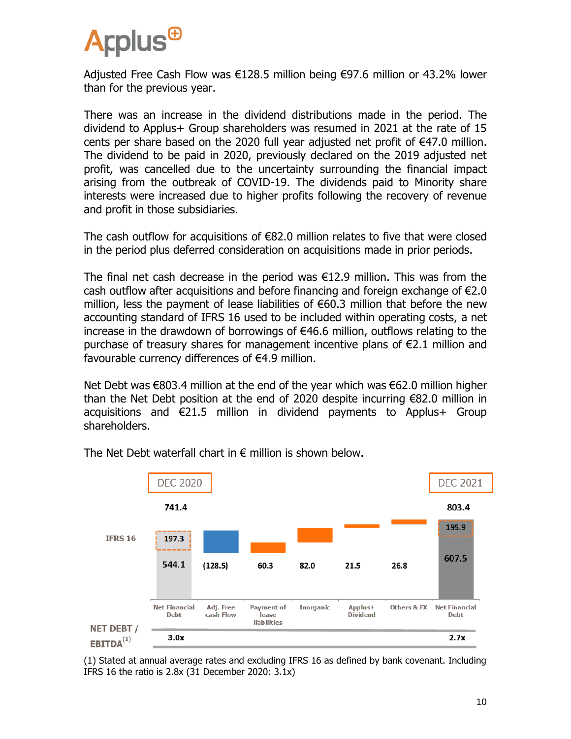Adjusted Free Cash Flow was €128.5 million being €97.6 million or 43.2% lower than for the previous year.

There was an increase in the dividend distributions made in the period. The dividend to Applus+ Group shareholders was resumed in 2021 at the rate of 15 cents per share based on the 2020 full year adjusted net profit of €47.0 million. The dividend to be paid in 2020, previously declared on the 2019 adjusted net profit, was cancelled due to the uncertainty surrounding the financial impact arising from the outbreak of COVID-19. The dividends paid to Minority share interests were increased due to higher profits following the recovery of revenue and profit in those subsidiaries.

The cash outflow for acquisitions of €82.0 million relates to five that were closed in the period plus deferred consideration on acquisitions made in prior periods.

The final net cash decrease in the period was €12.9 million. This was from the cash outflow after acquisitions and before financing and foreign exchange of €2.0 million, less the payment of lease liabilities of €60.3 million that before the new accounting standard of IFRS 16 used to be included within operating costs, a net increase in the drawdown of borrowings of €46.6 million, outflows relating to the purchase of treasury shares for management incentive plans of €2.1 million and favourable currency differences of €4.9 million.

Net Debt was €803.4 million at the end of the year which was €62.0 million higher than the Net Debt position at the end of 2020 despite incurring €82.0 million in acquisitions and €21.5 million in dividend payments to Applus+ Group shareholders.

The Net Debt waterfall chart in € million is shown below.

| | DEC 2020 | | | | | | DEC 2021 |
|---|---|---|---|---|---|---|---|
| | Net Financial Debt | Adj. Free cash Flow | Payment of lease liabilities | Inorganic | Applus+ Dividend | Others & FX | Net Financial Debt |
| Total | 741.4 | | | | | | 803.4 |
| IFRS 16 | 197.3 | | | | | | 195.9 |
| | 544.1 | (128.5) | 60.3 | 82.0 | 21.5 | 26.8 | 607.5 |
| NET DEBT / EBITDA[(1)] | 3.0x | | | | | | 2.7x |

(1) Stated at annual average rates and excluding IFRS 16 as defined by bank covenant. Including IFRS 16 the ratio is 2.8x (31 December 2020: 3.1x)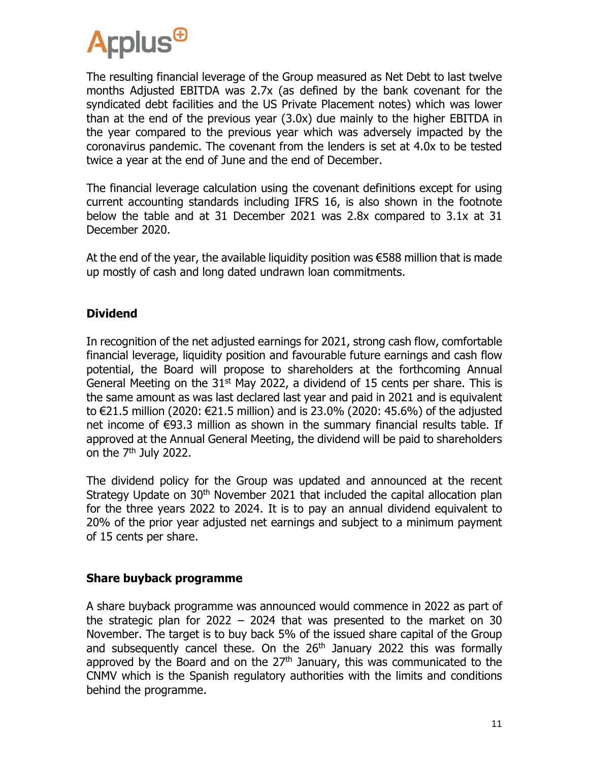The resulting financial leverage of the Group measured as Net Debt to last twelve months Adjusted EBITDA was 2.7x (as defined by the bank covenant for the syndicated debt facilities and the US Private Placement notes) which was lower than at the end of the previous year (3.0x) due mainly to the higher EBITDA in the year compared to the previous year which was adversely impacted by the coronavirus pandemic. The covenant from the lenders is set at 4.0x to be tested twice a year at the end of June and the end of December.

The financial leverage calculation using the covenant definitions except for using current accounting standards including IFRS 16, is also shown in the footnote below the table and at 31 December 2021 was 2.8x compared to 3.1x at 31 December 2020.

At the end of the year, the available liquidity position was €588 million that is made up mostly of cash and long dated undrawn loan commitments.

## Dividend

In recognition of the net adjusted earnings for 2021, strong cash flow, comfortable financial leverage, liquidity position and favourable future earnings and cash flow potential, the Board will propose to shareholders at the forthcoming Annual General Meeting on the 31st May 2022, a dividend of 15 cents per share. This is the same amount as was last declared last year and paid in 2021 and is equivalent to €21.5 million (2020: €21.5 million) and is 23.0% (2020: 45.6%) of the adjusted net income of €93.3 million as shown in the summary financial results table. If approved at the Annual General Meeting, the dividend will be paid to shareholders on the 7th July 2022.

The dividend policy for the Group was updated and announced at the recent Strategy Update on 30th November 2021 that included the capital allocation plan for the three years 2022 to 2024. It is to pay an annual dividend equivalent to 20% of the prior year adjusted net earnings and subject to a minimum payment of 15 cents per share.

## Share buyback programme

A share buyback programme was announced would commence in 2022 as part of the strategic plan for 2022 – 2024 that was presented to the market on 30 November. The target is to buy back 5% of the issued share capital of the Group and subsequently cancel these. On the 26th January 2022 this was formally approved by the Board and on the 27th January, this was communicated to the CNMV which is the Spanish regulatory authorities with the limits and conditions behind the programme.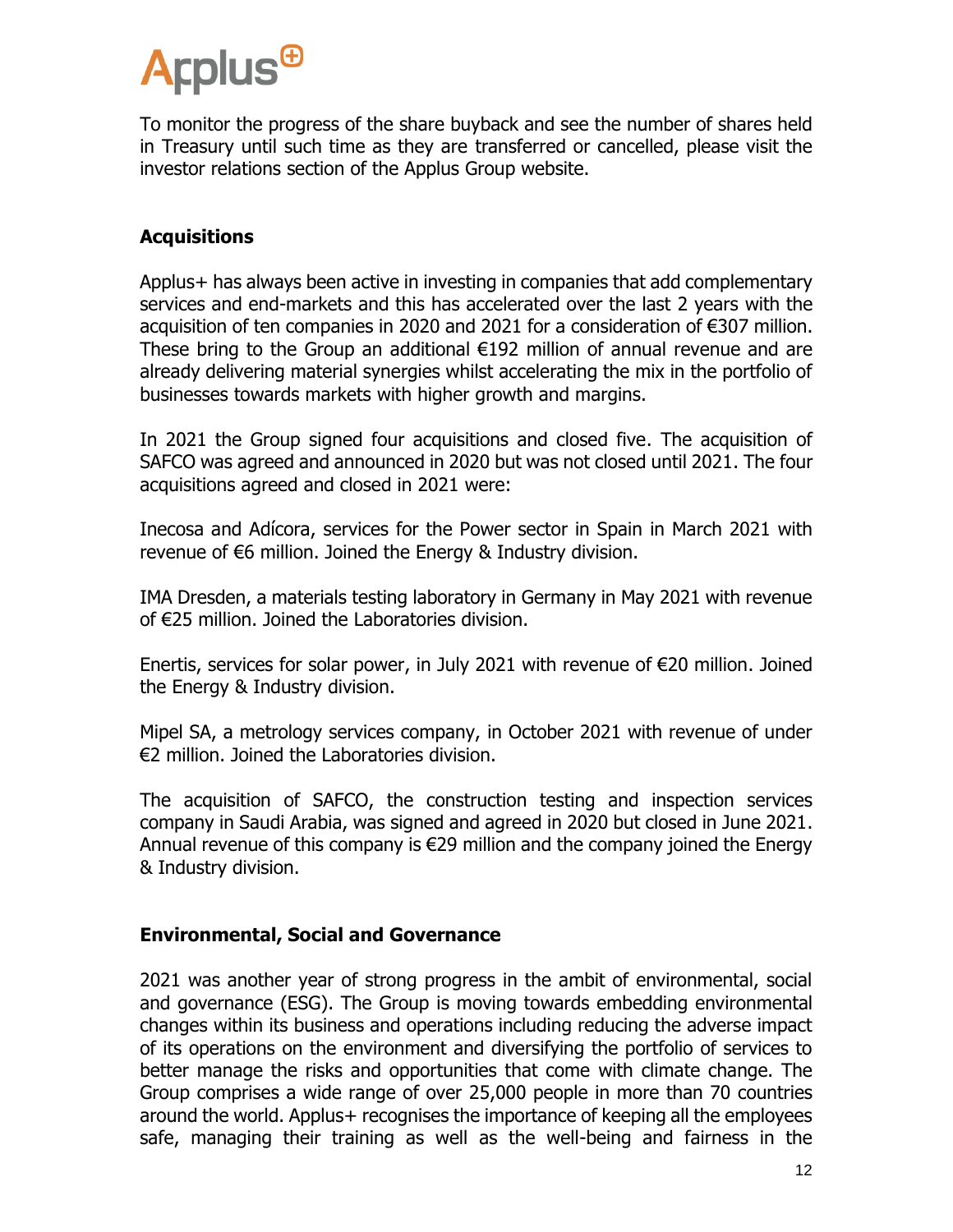To monitor the progress of the share buyback and see the number of shares held in Treasury until such time as they are transferred or cancelled, please visit the investor relations section of the Applus Group website.

## Acquisitions

Applus+ has always been active in investing in companies that add complementary services and end-markets and this has accelerated over the last 2 years with the acquisition of ten companies in 2020 and 2021 for a consideration of €307 million. These bring to the Group an additional €192 million of annual revenue and are already delivering material synergies whilst accelerating the mix in the portfolio of businesses towards markets with higher growth and margins.

In 2021 the Group signed four acquisitions and closed five. The acquisition of SAFCO was agreed and announced in 2020 but was not closed until 2021. The four acquisitions agreed and closed in 2021 were:

Inecosa and Adícora, services for the Power sector in Spain in March 2021 with revenue of €6 million. Joined the Energy & Industry division.

IMA Dresden, a materials testing laboratory in Germany in May 2021 with revenue of €25 million. Joined the Laboratories division.

Enertis, services for solar power, in July 2021 with revenue of €20 million. Joined the Energy & Industry division.

Mipel SA, a metrology services company, in October 2021 with revenue of under €2 million. Joined the Laboratories division.

The acquisition of SAFCO, the construction testing and inspection services company in Saudi Arabia, was signed and agreed in 2020 but closed in June 2021. Annual revenue of this company is €29 million and the company joined the Energy & Industry division.

## Environmental, Social and Governance

2021 was another year of strong progress in the ambit of environmental, social and governance (ESG). The Group is moving towards embedding environmental changes within its business and operations including reducing the adverse impact of its operations on the environment and diversifying the portfolio of services to better manage the risks and opportunities that come with climate change. The Group comprises a wide range of over 25,000 people in more than 70 countries around the world. Applus+ recognises the importance of keeping all the employees safe, managing their training as well as the well-being and fairness in the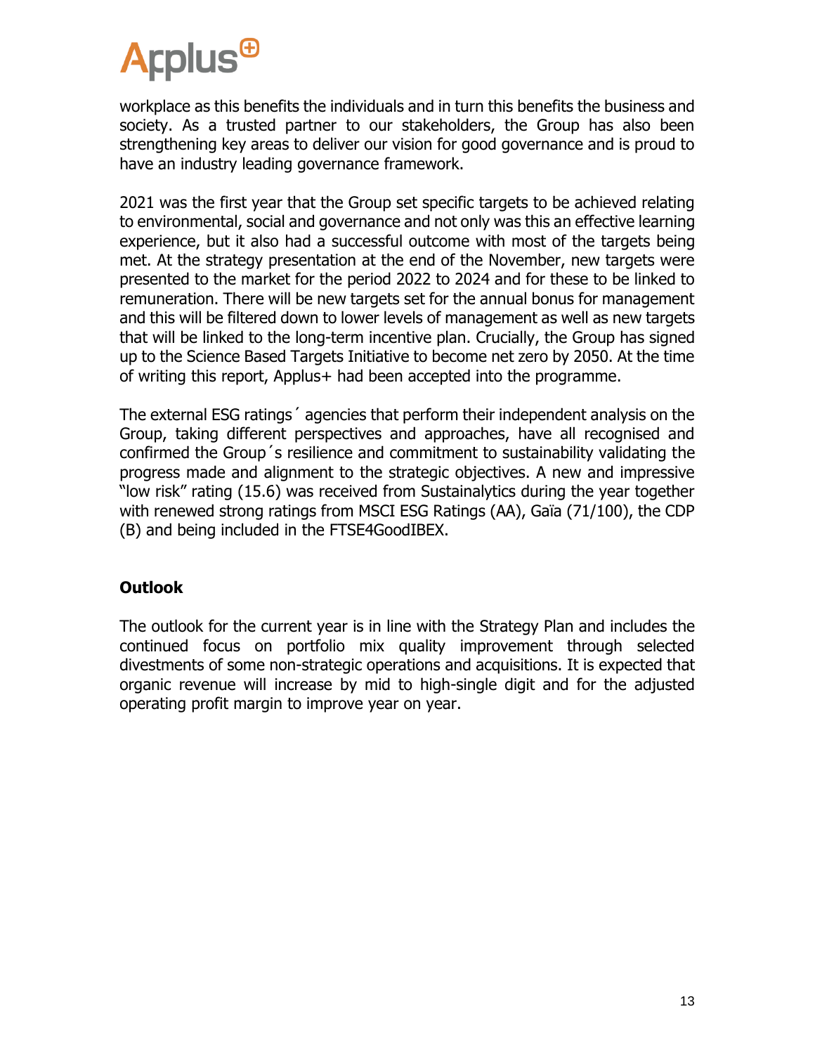workplace as this benefits the individuals and in turn this benefits the business and society. As a trusted partner to our stakeholders, the Group has also been strengthening key areas to deliver our vision for good governance and is proud to have an industry leading governance framework.

2021 was the first year that the Group set specific targets to be achieved relating to environmental, social and governance and not only was this an effective learning experience, but it also had a successful outcome with most of the targets being met. At the strategy presentation at the end of the November, new targets were presented to the market for the period 2022 to 2024 and for these to be linked to remuneration. There will be new targets set for the annual bonus for management and this will be filtered down to lower levels of management as well as new targets that will be linked to the long-term incentive plan. Crucially, the Group has signed up to the Science Based Targets Initiative to become net zero by 2050. At the time of writing this report, Applus+ had been accepted into the programme.

The external ESG ratings´ agencies that perform their independent analysis on the Group, taking different perspectives and approaches, have all recognised and confirmed the Group´s resilience and commitment to sustainability validating the progress made and alignment to the strategic objectives. A new and impressive "low risk" rating (15.6) was received from Sustainalytics during the year together with renewed strong ratings from MSCI ESG Ratings (AA), Gaïa (71/100), the CDP (B) and being included in the FTSE4GoodIBEX.

## Outlook

The outlook for the current year is in line with the Strategy Plan and includes the continued focus on portfolio mix quality improvement through selected divestments of some non-strategic operations and acquisitions. It is expected that organic revenue will increase by mid to high-single digit and for the adjusted operating profit margin to improve year on year.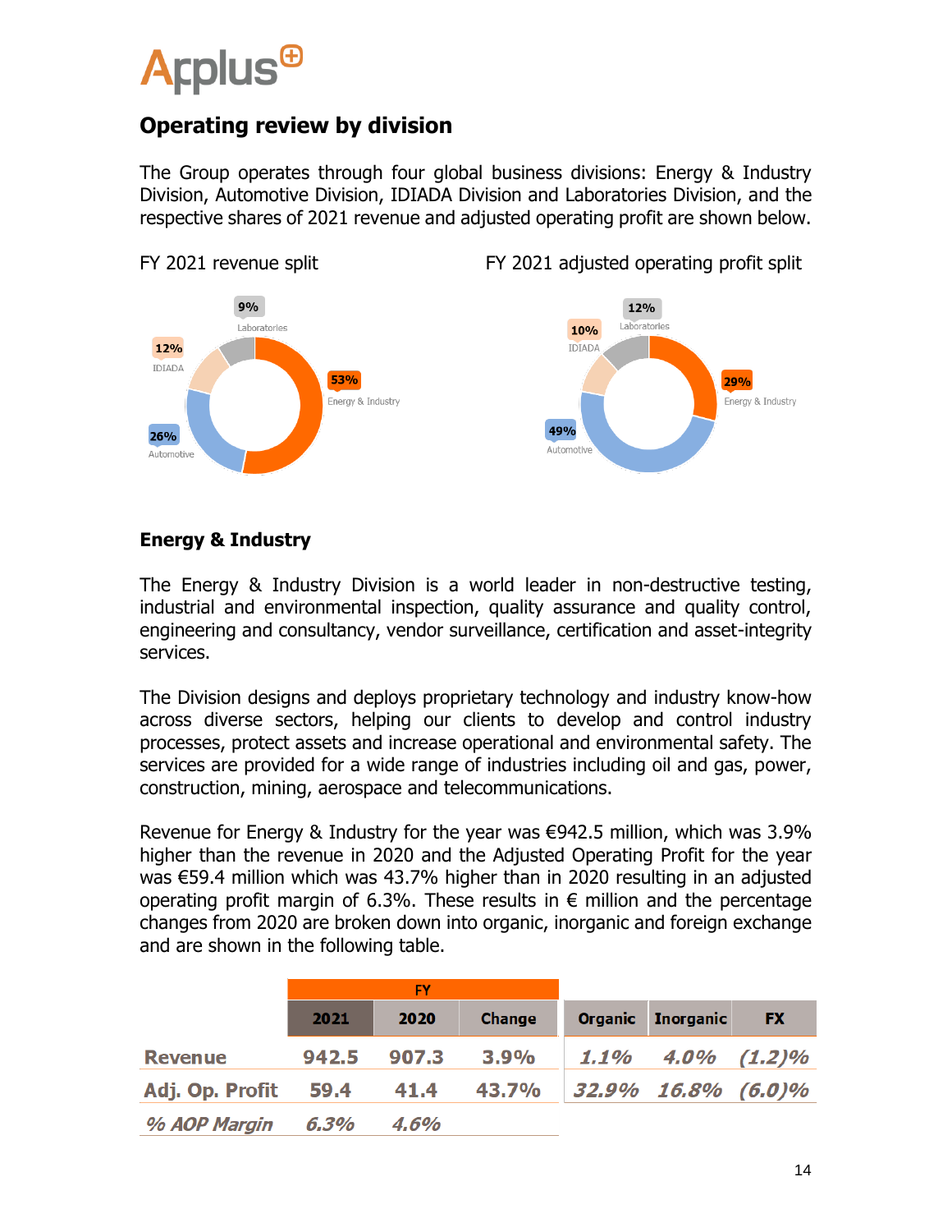## Operating review by division

The Group operates through four global business divisions: Energy & Industry Division, Automotive Division, IDIADA Division and Laboratories Division, and the respective shares of 2021 revenue and adjusted operating profit are shown below.

FY 2021 revenue split

FY 2021 adjusted operating profit split

| Division | Revenue split | Adjusted operating profit split |
|---|---|---|
| Energy & Industry | 53% | 29% |
| Automotive | 26% | 49% |
| IDIADA | 12% | 10% |
| Laboratories | 9% | 12% |

### Energy & Industry

The Energy & Industry Division is a world leader in non-destructive testing, industrial and environmental inspection, quality assurance and quality control, engineering and consultancy, vendor surveillance, certification and asset-integrity services.

The Division designs and deploys proprietary technology and industry know-how across diverse sectors, helping our clients to develop and control industry processes, protect assets and increase operational and environmental safety. The services are provided for a wide range of industries including oil and gas, power, construction, mining, aerospace and telecommunications.

Revenue for Energy & Industry for the year was €942.5 million, which was 3.9% higher than the revenue in 2020 and the Adjusted Operating Profit for the year was €59.4 million which was 43.7% higher than in 2020 resulting in an adjusted operating profit margin of 6.3%. These results in € million and the percentage changes from 2020 are broken down into organic, inorganic and foreign exchange and are shown in the following table.

| | FY | | | | | |
|---|---|---|---|---|---|---|
| | 2021 | 2020 | Change | Organic | Inorganic | FX |
| Revenue | 942.5 | 907.3 | 3.9% | *1.1%* | *4.0%* | *(1.2)%* |
| Adj. Op. Profit | 59.4 | 41.4 | 43.7% | *32.9%* | *16.8%* | *(6.0)%* |
| *% AOP Margin* | *6.3%* | *4.6%* | | | | |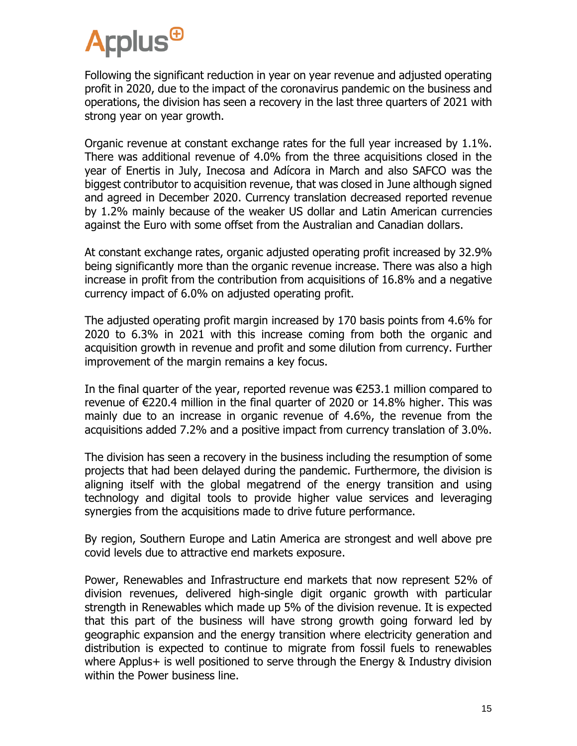Following the significant reduction in year on year revenue and adjusted operating profit in 2020, due to the impact of the coronavirus pandemic on the business and operations, the division has seen a recovery in the last three quarters of 2021 with strong year on year growth.

Organic revenue at constant exchange rates for the full year increased by 1.1%. There was additional revenue of 4.0% from the three acquisitions closed in the year of Enertis in July, Inecosa and Adícora in March and also SAFCO was the biggest contributor to acquisition revenue, that was closed in June although signed and agreed in December 2020. Currency translation decreased reported revenue by 1.2% mainly because of the weaker US dollar and Latin American currencies against the Euro with some offset from the Australian and Canadian dollars.

At constant exchange rates, organic adjusted operating profit increased by 32.9% being significantly more than the organic revenue increase. There was also a high increase in profit from the contribution from acquisitions of 16.8% and a negative currency impact of 6.0% on adjusted operating profit.

The adjusted operating profit margin increased by 170 basis points from 4.6% for 2020 to 6.3% in 2021 with this increase coming from both the organic and acquisition growth in revenue and profit and some dilution from currency. Further improvement of the margin remains a key focus.

In the final quarter of the year, reported revenue was €253.1 million compared to revenue of €220.4 million in the final quarter of 2020 or 14.8% higher. This was mainly due to an increase in organic revenue of 4.6%, the revenue from the acquisitions added 7.2% and a positive impact from currency translation of 3.0%.

The division has seen a recovery in the business including the resumption of some projects that had been delayed during the pandemic. Furthermore, the division is aligning itself with the global megatrend of the energy transition and using technology and digital tools to provide higher value services and leveraging synergies from the acquisitions made to drive future performance.

By region, Southern Europe and Latin America are strongest and well above pre covid levels due to attractive end markets exposure.

Power, Renewables and Infrastructure end markets that now represent 52% of division revenues, delivered high-single digit organic growth with particular strength in Renewables which made up 5% of the division revenue. It is expected that this part of the business will have strong growth going forward led by geographic expansion and the energy transition where electricity generation and distribution is expected to continue to migrate from fossil fuels to renewables where Applus+ is well positioned to serve through the Energy & Industry division within the Power business line.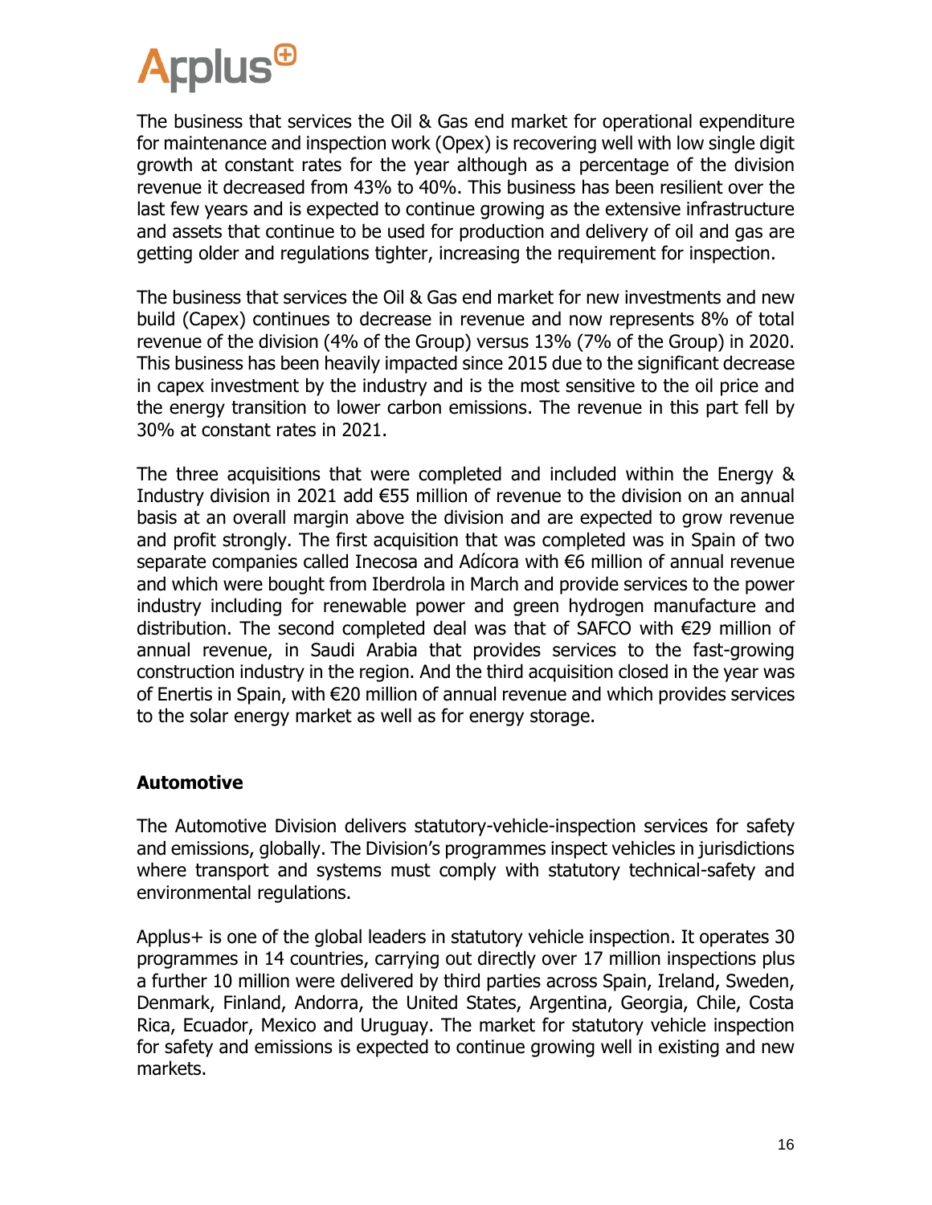The business that services the Oil & Gas end market for operational expenditure for maintenance and inspection work (Opex) is recovering well with low single digit growth at constant rates for the year although as a percentage of the division revenue it decreased from 43% to 40%. This business has been resilient over the last few years and is expected to continue growing as the extensive infrastructure and assets that continue to be used for production and delivery of oil and gas are getting older and regulations tighter, increasing the requirement for inspection.

The business that services the Oil & Gas end market for new investments and new build (Capex) continues to decrease in revenue and now represents 8% of total revenue of the division (4% of the Group) versus 13% (7% of the Group) in 2020. This business has been heavily impacted since 2015 due to the significant decrease in capex investment by the industry and is the most sensitive to the oil price and the energy transition to lower carbon emissions. The revenue in this part fell by 30% at constant rates in 2021.

The three acquisitions that were completed and included within the Energy & Industry division in 2021 add €55 million of revenue to the division on an annual basis at an overall margin above the division and are expected to grow revenue and profit strongly. The first acquisition that was completed was in Spain of two separate companies called Inecosa and Adícora with €6 million of annual revenue and which were bought from Iberdrola in March and provide services to the power industry including for renewable power and green hydrogen manufacture and distribution. The second completed deal was that of SAFCO with €29 million of annual revenue, in Saudi Arabia that provides services to the fast-growing construction industry in the region. And the third acquisition closed in the year was of Enertis in Spain, with €20 million of annual revenue and which provides services to the solar energy market as well as for energy storage.

## Automotive

The Automotive Division delivers statutory-vehicle-inspection services for safety and emissions, globally. The Division's programmes inspect vehicles in jurisdictions where transport and systems must comply with statutory technical-safety and environmental regulations.

Applus+ is one of the global leaders in statutory vehicle inspection. It operates 30 programmes in 14 countries, carrying out directly over 17 million inspections plus a further 10 million were delivered by third parties across Spain, Ireland, Sweden, Denmark, Finland, Andorra, the United States, Argentina, Georgia, Chile, Costa Rica, Ecuador, Mexico and Uruguay. The market for statutory vehicle inspection for safety and emissions is expected to continue growing well in existing and new markets.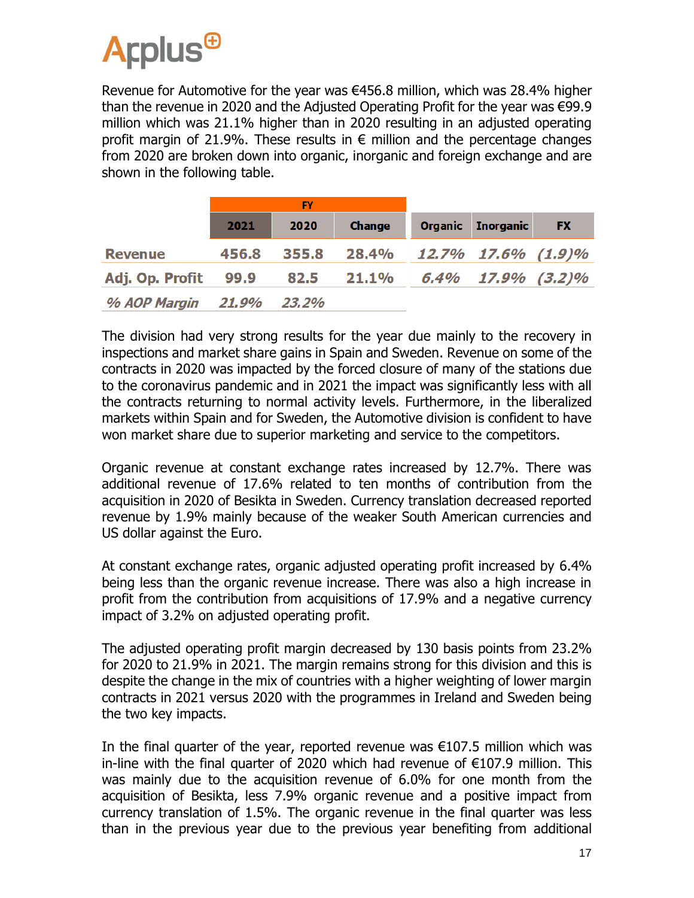Revenue for Automotive for the year was €456.8 million, which was 28.4% higher than the revenue in 2020 and the Adjusted Operating Profit for the year was €99.9 million which was 21.1% higher than in 2020 resulting in an adjusted operating profit margin of 21.9%. These results in € million and the percentage changes from 2020 are broken down into organic, inorganic and foreign exchange and are shown in the following table.

| | FY | | | | | |
|---|---|---|---|---|---|---|
| | **2021** | **2020** | **Change** | **Organic** | **Inorganic** | **FX** |
| **Revenue** | **456.8** | **355.8** | **28.4%** | ***12.7%*** | ***17.6%*** | ***(1.9)%*** |
| **Adj. Op. Profit** | **99.9** | **82.5** | **21.1%** | ***6.4%*** | ***17.9%*** | ***(3.2)%*** |
| ***% AOP Margin*** | ***21.9%*** | ***23.2%*** | | | | |

The division had very strong results for the year due mainly to the recovery in inspections and market share gains in Spain and Sweden. Revenue on some of the contracts in 2020 was impacted by the forced closure of many of the stations due to the coronavirus pandemic and in 2021 the impact was significantly less with all the contracts returning to normal activity levels. Furthermore, in the liberalized markets within Spain and for Sweden, the Automotive division is confident to have won market share due to superior marketing and service to the competitors.

Organic revenue at constant exchange rates increased by 12.7%. There was additional revenue of 17.6% related to ten months of contribution from the acquisition in 2020 of Besikta in Sweden. Currency translation decreased reported revenue by 1.9% mainly because of the weaker South American currencies and US dollar against the Euro.

At constant exchange rates, organic adjusted operating profit increased by 6.4% being less than the organic revenue increase. There was also a high increase in profit from the contribution from acquisitions of 17.9% and a negative currency impact of 3.2% on adjusted operating profit.

The adjusted operating profit margin decreased by 130 basis points from 23.2% for 2020 to 21.9% in 2021. The margin remains strong for this division and this is despite the change in the mix of countries with a higher weighting of lower margin contracts in 2021 versus 2020 with the programmes in Ireland and Sweden being the two key impacts.

In the final quarter of the year, reported revenue was €107.5 million which was in-line with the final quarter of 2020 which had revenue of €107.9 million. This was mainly due to the acquisition revenue of 6.0% for one month from the acquisition of Besikta, less 7.9% organic revenue and a positive impact from currency translation of 1.5%. The organic revenue in the final quarter was less than in the previous year due to the previous year benefiting from additional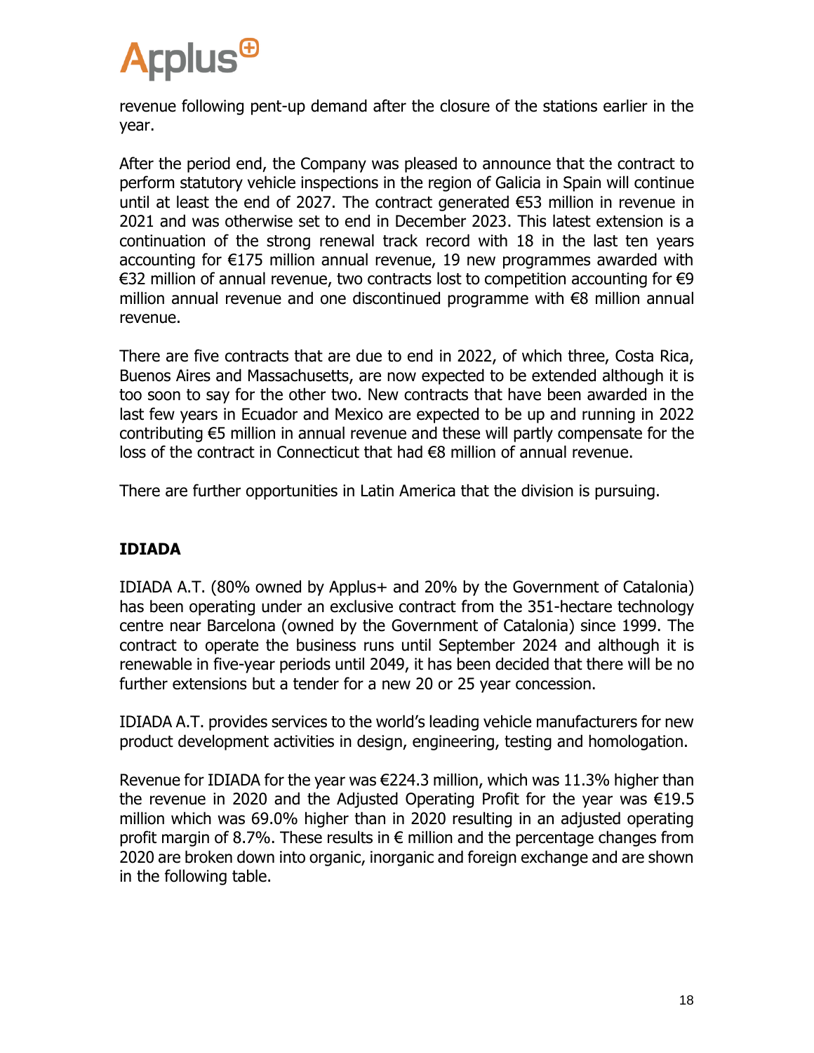revenue following pent-up demand after the closure of the stations earlier in the year.

After the period end, the Company was pleased to announce that the contract to perform statutory vehicle inspections in the region of Galicia in Spain will continue until at least the end of 2027. The contract generated €53 million in revenue in 2021 and was otherwise set to end in December 2023. This latest extension is a continuation of the strong renewal track record with 18 in the last ten years accounting for €175 million annual revenue, 19 new programmes awarded with €32 million of annual revenue, two contracts lost to competition accounting for €9 million annual revenue and one discontinued programme with €8 million annual revenue.

There are five contracts that are due to end in 2022, of which three, Costa Rica, Buenos Aires and Massachusetts, are now expected to be extended although it is too soon to say for the other two. New contracts that have been awarded in the last few years in Ecuador and Mexico are expected to be up and running in 2022 contributing €5 million in annual revenue and these will partly compensate for the loss of the contract in Connecticut that had €8 million of annual revenue.

There are further opportunities in Latin America that the division is pursuing.

## IDIADA

IDIADA A.T. (80% owned by Applus+ and 20% by the Government of Catalonia) has been operating under an exclusive contract from the 351-hectare technology centre near Barcelona (owned by the Government of Catalonia) since 1999. The contract to operate the business runs until September 2024 and although it is renewable in five-year periods until 2049, it has been decided that there will be no further extensions but a tender for a new 20 or 25 year concession.

IDIADA A.T. provides services to the world's leading vehicle manufacturers for new product development activities in design, engineering, testing and homologation.

Revenue for IDIADA for the year was €224.3 million, which was 11.3% higher than the revenue in 2020 and the Adjusted Operating Profit for the year was €19.5 million which was 69.0% higher than in 2020 resulting in an adjusted operating profit margin of 8.7%. These results in € million and the percentage changes from 2020 are broken down into organic, inorganic and foreign exchange and are shown in the following table.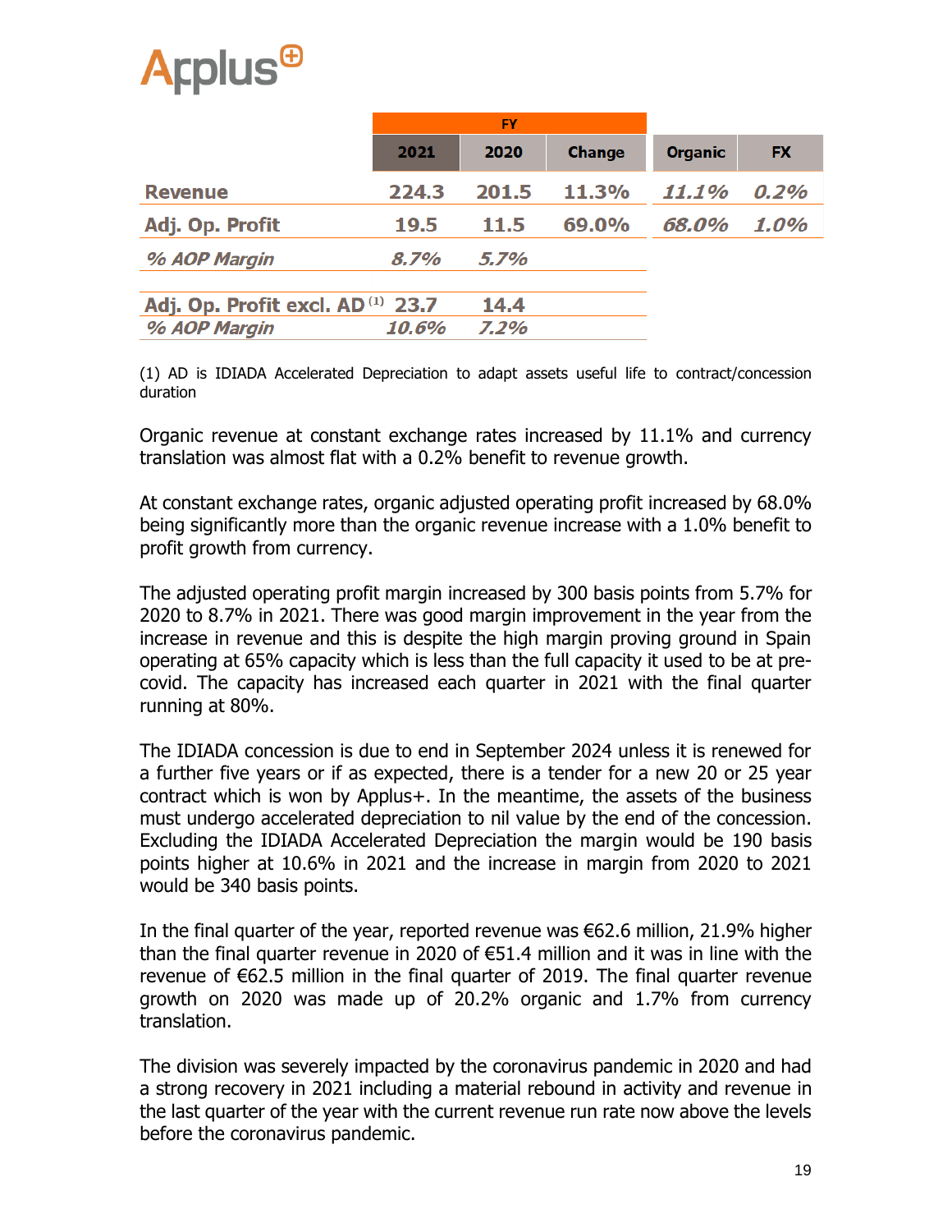|  | FY | | | | |
|---|---|---|---|---|---|
|  | 2021 | 2020 | Change | Organic | FX |
| **Revenue** | 224.3 | 201.5 | 11.3% | *11.1%* | *0.2%* |
| **Adj. Op. Profit** | 19.5 | 11.5 | 69.0% | *68.0%* | *1.0%* |
| *% AOP Margin* | *8.7%* | *5.7%* | | | |
| **Adj. Op. Profit excl. AD** [1] | 23.7 | 14.4 | | | |
| *% AOP Margin* | *10.6%* | *7.2%* | | | |

(1) AD is IDIADA Accelerated Depreciation to adapt assets useful life to contract/concession duration

Organic revenue at constant exchange rates increased by 11.1% and currency translation was almost flat with a 0.2% benefit to revenue growth.

At constant exchange rates, organic adjusted operating profit increased by 68.0% being significantly more than the organic revenue increase with a 1.0% benefit to profit growth from currency.

The adjusted operating profit margin increased by 300 basis points from 5.7% for 2020 to 8.7% in 2021. There was good margin improvement in the year from the increase in revenue and this is despite the high margin proving ground in Spain operating at 65% capacity which is less than the full capacity it used to be at pre-covid. The capacity has increased each quarter in 2021 with the final quarter running at 80%.

The IDIADA concession is due to end in September 2024 unless it is renewed for a further five years or if as expected, there is a tender for a new 20 or 25 year contract which is won by Applus+. In the meantime, the assets of the business must undergo accelerated depreciation to nil value by the end of the concession. Excluding the IDIADA Accelerated Depreciation the margin would be 190 basis points higher at 10.6% in 2021 and the increase in margin from 2020 to 2021 would be 340 basis points.

In the final quarter of the year, reported revenue was €62.6 million, 21.9% higher than the final quarter revenue in 2020 of €51.4 million and it was in line with the revenue of €62.5 million in the final quarter of 2019. The final quarter revenue growth on 2020 was made up of 20.2% organic and 1.7% from currency translation.

The division was severely impacted by the coronavirus pandemic in 2020 and had a strong recovery in 2021 including a material rebound in activity and revenue in the last quarter of the year with the current revenue run rate now above the levels before the coronavirus pandemic.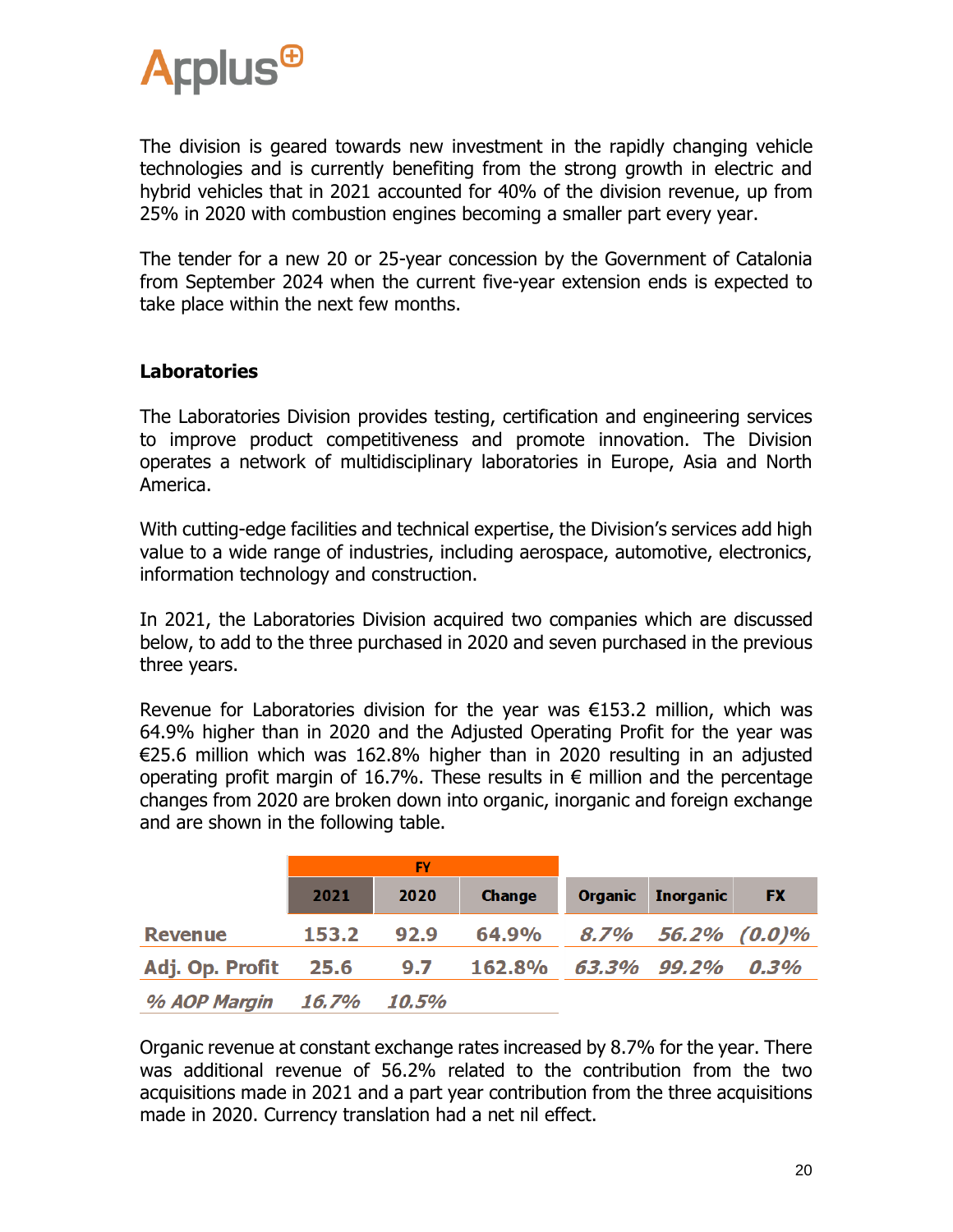The division is geared towards new investment in the rapidly changing vehicle technologies and is currently benefiting from the strong growth in electric and hybrid vehicles that in 2021 accounted for 40% of the division revenue, up from 25% in 2020 with combustion engines becoming a smaller part every year.

The tender for a new 20 or 25-year concession by the Government of Catalonia from September 2024 when the current five-year extension ends is expected to take place within the next few months.

**Laboratories**

The Laboratories Division provides testing, certification and engineering services to improve product competitiveness and promote innovation. The Division operates a network of multidisciplinary laboratories in Europe, Asia and North America.

With cutting-edge facilities and technical expertise, the Division's services add high value to a wide range of industries, including aerospace, automotive, electronics, information technology and construction.

In 2021, the Laboratories Division acquired two companies which are discussed below, to add to the three purchased in 2020 and seven purchased in the previous three years.

Revenue for Laboratories division for the year was €153.2 million, which was 64.9% higher than in 2020 and the Adjusted Operating Profit for the year was €25.6 million which was 162.8% higher than in 2020 resulting in an adjusted operating profit margin of 16.7%. These results in € million and the percentage changes from 2020 are broken down into organic, inorganic and foreign exchange and are shown in the following table.

| | FY | | | | | |
|---|---|---|---|---|---|---|
| | 2021 | 2020 | Change | Organic | Inorganic | FX |
| Revenue | 153.2 | 92.9 | 64.9% | *8.7%* | *56.2%* | *(0.0)%* |
| Adj. Op. Profit | 25.6 | 9.7 | 162.8% | *63.3%* | *99.2%* | *0.3%* |
| *% AOP Margin* | *16.7%* | *10.5%* | | | | |

Organic revenue at constant exchange rates increased by 8.7% for the year. There was additional revenue of 56.2% related to the contribution from the two acquisitions made in 2021 and a part year contribution from the three acquisitions made in 2020. Currency translation had a net nil effect.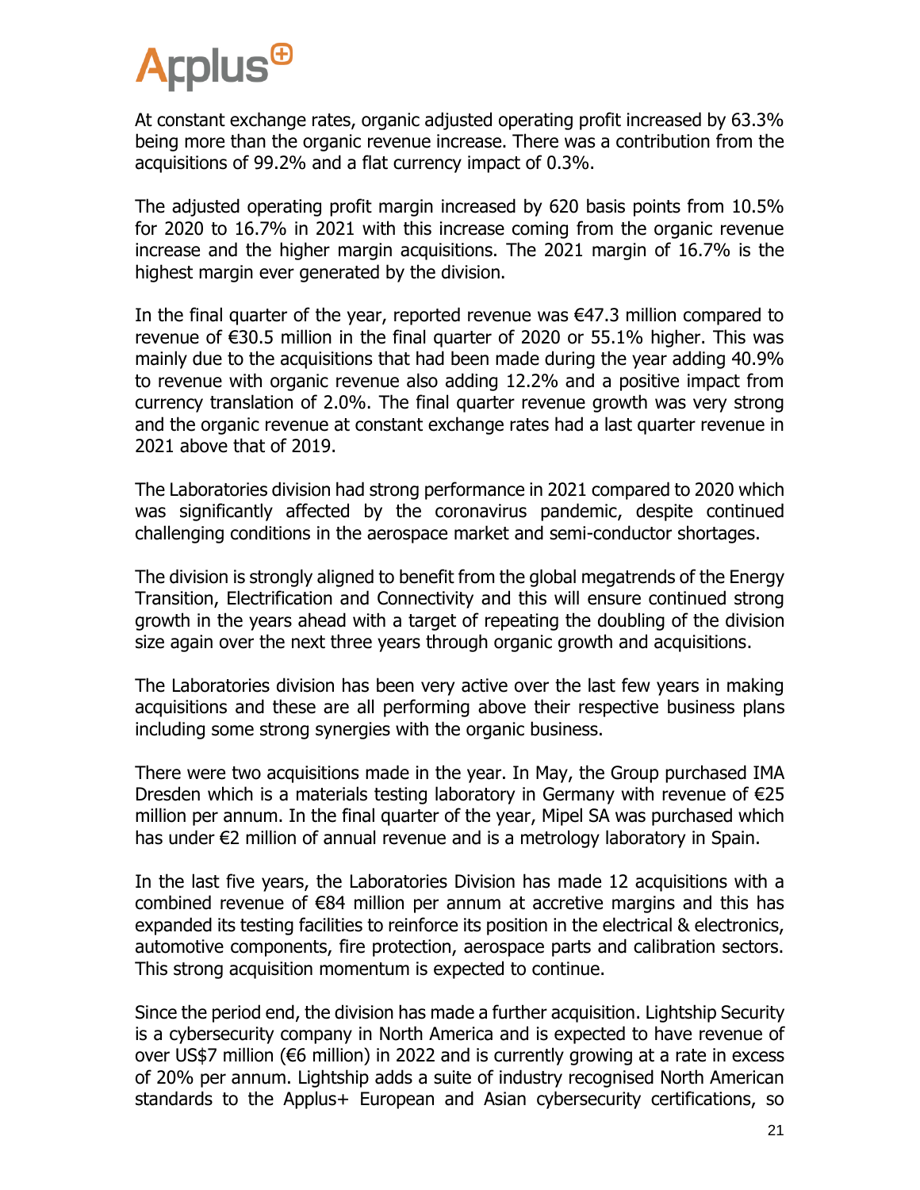At constant exchange rates, organic adjusted operating profit increased by 63.3% being more than the organic revenue increase. There was a contribution from the acquisitions of 99.2% and a flat currency impact of 0.3%.

The adjusted operating profit margin increased by 620 basis points from 10.5% for 2020 to 16.7% in 2021 with this increase coming from the organic revenue increase and the higher margin acquisitions. The 2021 margin of 16.7% is the highest margin ever generated by the division.

In the final quarter of the year, reported revenue was €47.3 million compared to revenue of €30.5 million in the final quarter of 2020 or 55.1% higher. This was mainly due to the acquisitions that had been made during the year adding 40.9% to revenue with organic revenue also adding 12.2% and a positive impact from currency translation of 2.0%. The final quarter revenue growth was very strong and the organic revenue at constant exchange rates had a last quarter revenue in 2021 above that of 2019.

The Laboratories division had strong performance in 2021 compared to 2020 which was significantly affected by the coronavirus pandemic, despite continued challenging conditions in the aerospace market and semi-conductor shortages.

The division is strongly aligned to benefit from the global megatrends of the Energy Transition, Electrification and Connectivity and this will ensure continued strong growth in the years ahead with a target of repeating the doubling of the division size again over the next three years through organic growth and acquisitions.

The Laboratories division has been very active over the last few years in making acquisitions and these are all performing above their respective business plans including some strong synergies with the organic business.

There were two acquisitions made in the year. In May, the Group purchased IMA Dresden which is a materials testing laboratory in Germany with revenue of €25 million per annum. In the final quarter of the year, Mipel SA was purchased which has under €2 million of annual revenue and is a metrology laboratory in Spain.

In the last five years, the Laboratories Division has made 12 acquisitions with a combined revenue of €84 million per annum at accretive margins and this has expanded its testing facilities to reinforce its position in the electrical & electronics, automotive components, fire protection, aerospace parts and calibration sectors. This strong acquisition momentum is expected to continue.

Since the period end, the division has made a further acquisition. Lightship Security is a cybersecurity company in North America and is expected to have revenue of over US$7 million (€6 million) in 2022 and is currently growing at a rate in excess of 20% per annum. Lightship adds a suite of industry recognised North American standards to the Applus+ European and Asian cybersecurity certifications, so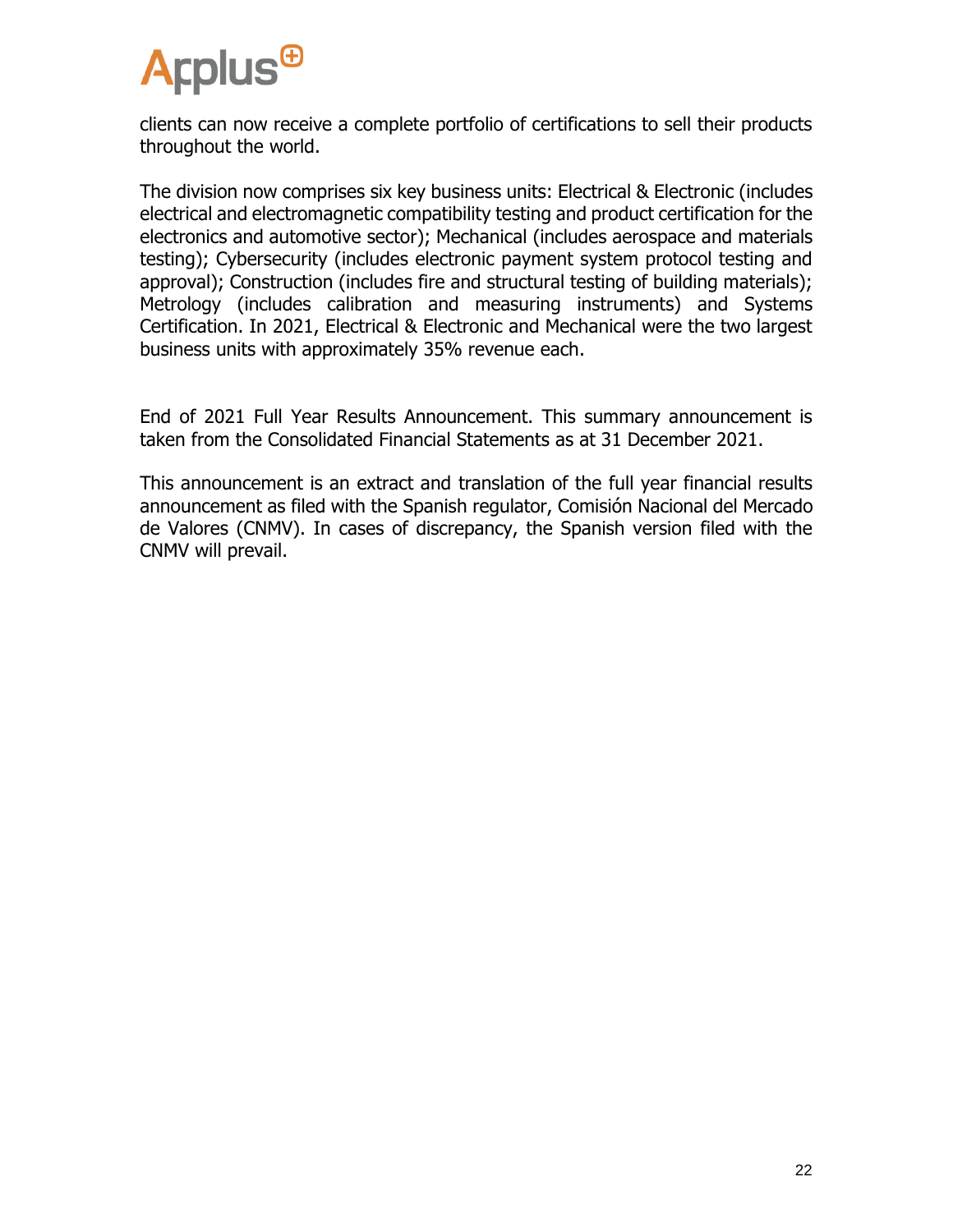clients can now receive a complete portfolio of certifications to sell their products throughout the world.

The division now comprises six key business units: Electrical & Electronic (includes electrical and electromagnetic compatibility testing and product certification for the electronics and automotive sector); Mechanical (includes aerospace and materials testing); Cybersecurity (includes electronic payment system protocol testing and approval); Construction (includes fire and structural testing of building materials); Metrology (includes calibration and measuring instruments) and Systems Certification. In 2021, Electrical & Electronic and Mechanical were the two largest business units with approximately 35% revenue each.

End of 2021 Full Year Results Announcement. This summary announcement is taken from the Consolidated Financial Statements as at 31 December 2021.

This announcement is an extract and translation of the full year financial results announcement as filed with the Spanish regulator, Comisión Nacional del Mercado de Valores (CNMV). In cases of discrepancy, the Spanish version filed with the CNMV will prevail.